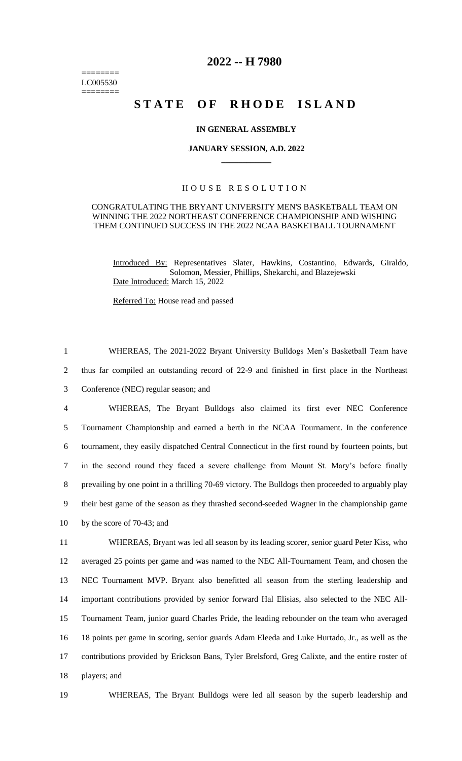========
LC005530
========

# 2022 -- H 7980

# STATE OF RHODE ISLAND

**IN GENERAL ASSEMBLY**

**JANUARY SESSION, A.D. 2022**

\_\_\_\_\_\_\_\_\_\_\_\_

## HOUSE RESOLUTION

CONGRATULATING THE BRYANT UNIVERSITY MEN'S BASKETBALL TEAM ON WINNING THE 2022 NORTHEAST CONFERENCE CHAMPIONSHIP AND WISHING THEM CONTINUED SUCCESS IN THE 2022 NCAA BASKETBALL TOURNAMENT

Introduced By: Representatives Slater, Hawkins, Costantino, Edwards, Giraldo, Solomon, Messier, Phillips, Shekarchi, and Blazejewski

Date Introduced: March 15, 2022

Referred To: House read and passed

1 WHEREAS, The 2021-2022 Bryant University Bulldogs Men's Basketball Team have
2 thus far compiled an outstanding record of 22-9 and finished in first place in the Northeast
3 Conference (NEC) regular season; and

4 WHEREAS, The Bryant Bulldogs also claimed its first ever NEC Conference
5 Tournament Championship and earned a berth in the NCAA Tournament. In the conference
6 tournament, they easily dispatched Central Connecticut in the first round by fourteen points, but
7 in the second round they faced a severe challenge from Mount St. Mary's before finally
8 prevailing by one point in a thrilling 70-69 victory. The Bulldogs then proceeded to arguably play
9 their best game of the season as they thrashed second-seeded Wagner in the championship game
10 by the score of 70-43; and

11 WHEREAS, Bryant was led all season by its leading scorer, senior guard Peter Kiss, who
12 averaged 25 points per game and was named to the NEC All-Tournament Team, and chosen the
13 NEC Tournament MVP. Bryant also benefitted all season from the sterling leadership and
14 important contributions provided by senior forward Hal Elisias, also selected to the NEC All-
15 Tournament Team, junior guard Charles Pride, the leading rebounder on the team who averaged
16 18 points per game in scoring, senior guards Adam Eleeda and Luke Hurtado, Jr., as well as the
17 contributions provided by Erickson Bans, Tyler Brelsford, Greg Calixte, and the entire roster of
18 players; and

19 WHEREAS, The Bryant Bulldogs were led all season by the superb leadership and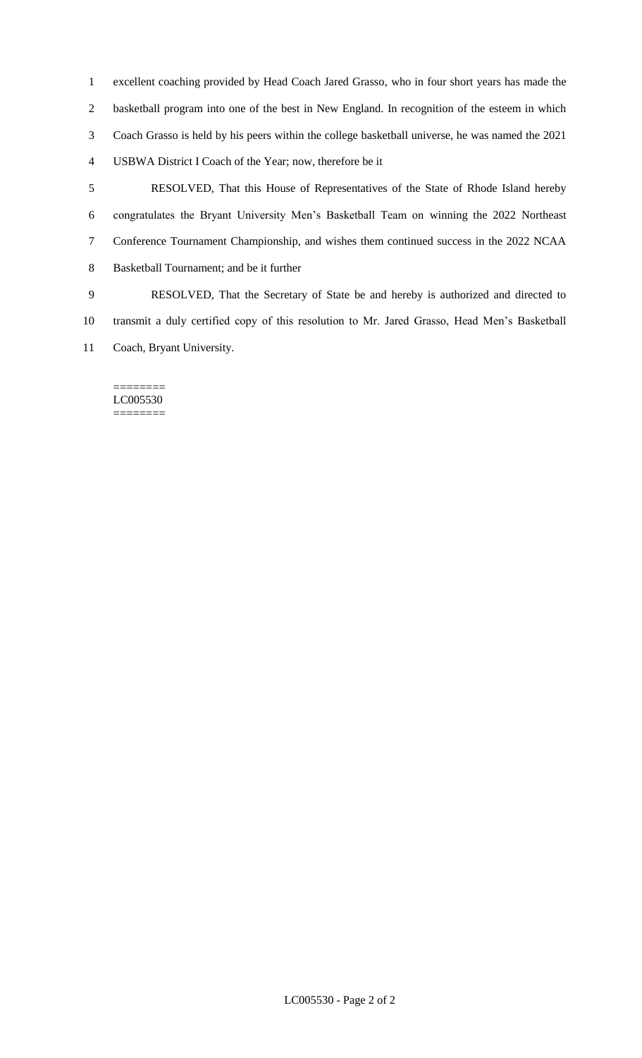excellent coaching provided by Head Coach Jared Grasso, who in four short years has made the basketball program into one of the best in New England. In recognition of the esteem in which Coach Grasso is held by his peers within the college basketball universe, he was named the 2021 USBWA District I Coach of the Year; now, therefore be it

RESOLVED, That this House of Representatives of the State of Rhode Island hereby congratulates the Bryant University Men's Basketball Team on winning the 2022 Northeast Conference Tournament Championship, and wishes them continued success in the 2022 NCAA Basketball Tournament; and be it further

RESOLVED, That the Secretary of State be and hereby is authorized and directed to transmit a duly certified copy of this resolution to Mr. Jared Grasso, Head Men's Basketball Coach, Bryant University.

========
LC005530
========